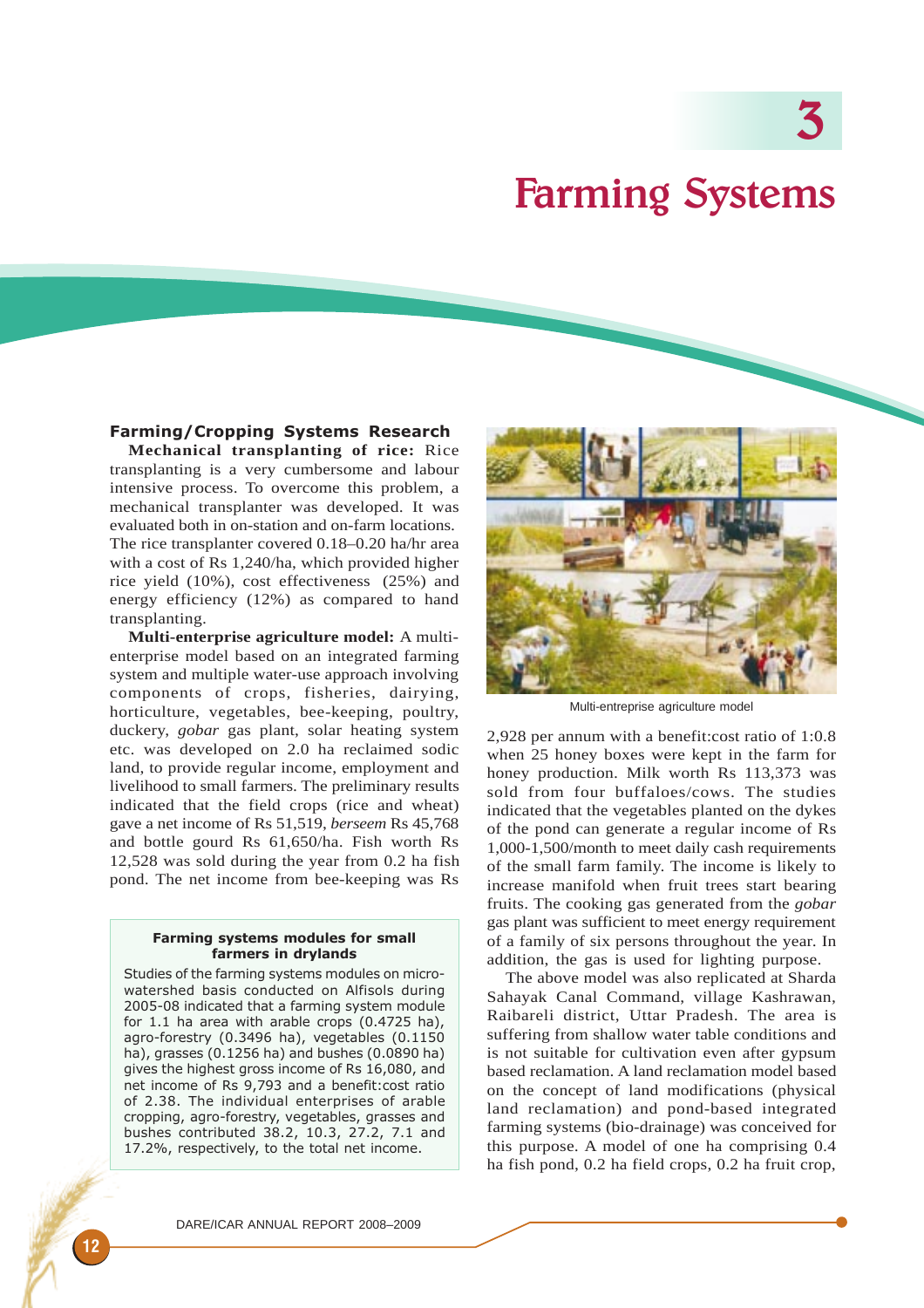# 3

# Farming Systems

## Farming/Cropping Systems Research

**Mechanical transplanting of rice:** Rice transplanting is a very cumbersome and labour intensive process. To overcome this problem, a mechanical transplanter was developed. It was evaluated both in on-station and on-farm locations. The rice transplanter covered 0.18–0.20 ha/hr area with a cost of Rs 1,240/ha, which provided higher rice yield (10%), cost effectiveness (25%) and energy efficiency (12%) as compared to hand transplanting.

**Multi-enterprise agriculture model:** A multi-enterprise model based on an integrated farming system and multiple water-use approach involving components of crops, fisheries, dairying, horticulture, vegetables, bee-keeping, poultry, duckery, *gobar* gas plant, solar heating system etc. was developed on 2.0 ha reclaimed sodic land, to provide regular income, employment and livelihood to small farmers. The preliminary results indicated that the field crops (rice and wheat) gave a net income of Rs 51,519, *berseem* Rs 45,768 and bottle gourd Rs 61,650/ha. Fish worth Rs 12,528 was sold during the year from 0.2 ha fish pond. The net income from bee-keeping was Rs 2,928 per annum with a benefit:cost ratio of 1:0.8 when 25 honey boxes were kept in the farm for honey production. Milk worth Rs 113,373 was sold from four buffaloes/cows. The studies indicated that the vegetables planted on the dykes of the pond can generate a regular income of Rs 1,000-1,500/month to meet daily cash requirements of the small farm family. The income is likely to increase manifold when fruit trees start bearing fruits. The cooking gas generated from the *gobar* gas plant was sufficient to meet energy requirement of a family of six persons throughout the year. In addition, the gas is used for lighting purpose.

Multi-entreprise agriculture model

> **Farming systems modules for small farmers in drylands**
>
> Studies of the farming systems modules on micro-watershed basis conducted on Alfisols during 2005-08 indicated that a farming system module for 1.1 ha area with arable crops (0.4725 ha), agro-forestry (0.3496 ha), vegetables (0.1150 ha), grasses (0.1256 ha) and bushes (0.0890 ha) gives the highest gross income of Rs 16,080, and net income of Rs 9,793 and a benefit:cost ratio of 2.38. The individual enterprises of arable cropping, agro-forestry, vegetables, grasses and bushes contributed 38.2, 10.3, 27.2, 7.1 and 17.2%, respectively, to the total net income.

The above model was also replicated at Sharda Sahayak Canal Command, village Kashrawan, Raibareli district, Uttar Pradesh. The area is suffering from shallow water table conditions and is not suitable for cultivation even after gypsum based reclamation. A land reclamation model based on the concept of land modifications (physical land reclamation) and pond-based integrated farming systems (bio-drainage) was conceived for this purpose. A model of one ha comprising 0.4 ha fish pond, 0.2 ha field crops, 0.2 ha fruit crop,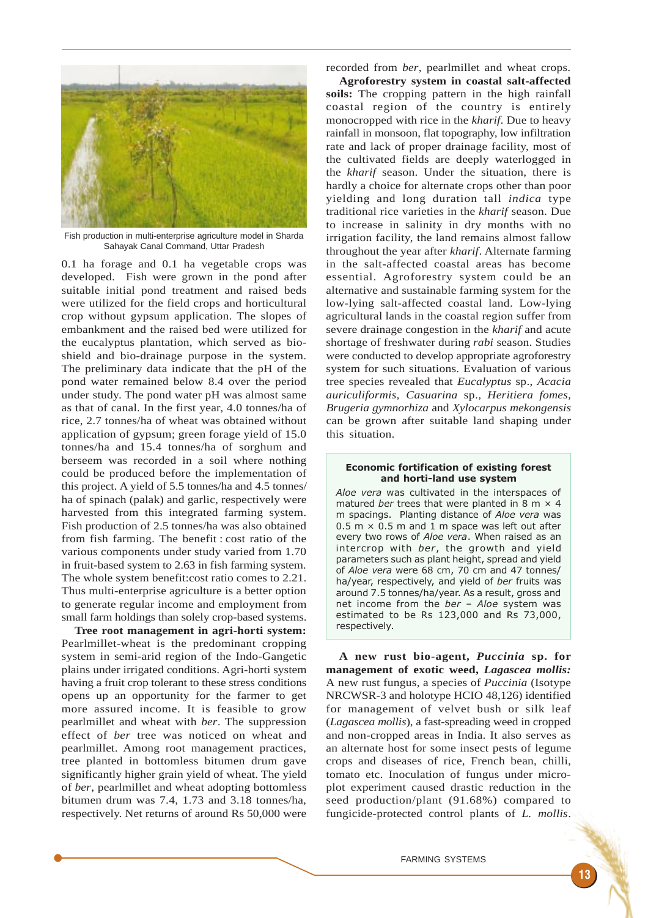Fish production in multi-enterprise agriculture model in Sharda Sahayak Canal Command, Uttar Pradesh

0.1 ha forage and 0.1 ha vegetable crops was developed. Fish were grown in the pond after suitable initial pond treatment and raised beds were utilized for the field crops and horticultural crop without gypsum application. The slopes of embankment and the raised bed were utilized for the eucalyptus plantation, which served as bio-shield and bio-drainage purpose in the system. The preliminary data indicate that the pH of the pond water remained below 8.4 over the period under study. The pond water pH was almost same as that of canal. In the first year, 4.0 tonnes/ha of rice, 2.7 tonnes/ha of wheat was obtained without application of gypsum; green forage yield of 15.0 tonnes/ha and 15.4 tonnes/ha of sorghum and berseem was recorded in a soil where nothing could be produced before the implementation of this project. A yield of 5.5 tonnes/ha and 4.5 tonnes/ha of spinach (palak) and garlic, respectively were harvested from this integrated farming system. Fish production of 2.5 tonnes/ha was also obtained from fish farming. The benefit : cost ratio of the various components under study varied from 1.70 in fruit-based system to 2.63 in fish farming system. The whole system benefit:cost ratio comes to 2.21. Thus multi-enterprise agriculture is a better option to generate regular income and employment from small farm holdings than solely crop-based systems.

**Tree root management in agri-horti system:** Pearlmillet-wheat is the predominant cropping system in semi-arid region of the Indo-Gangetic plains under irrigated conditions. Agri-horti system having a fruit crop tolerant to these stress conditions opens up an opportunity for the farmer to get more assured income. It is feasible to grow pearlmillet and wheat with *ber*. The suppression effect of *ber* tree was noticed on wheat and pearlmillet. Among root management practices, tree planted in bottomless bitumen drum gave significantly higher grain yield of wheat. The yield of *ber*, pearlmillet and wheat adopting bottomless bitumen drum was 7.4, 1.73 and 3.18 tonnes/ha, respectively. Net returns of around Rs 50,000 were recorded from *ber*, pearlmillet and wheat crops.

**Agroforestry system in coastal salt-affected soils:** The cropping pattern in the high rainfall coastal region of the country is entirely monocropped with rice in the *kharif*. Due to heavy rainfall in monsoon, flat topography, low infiltration rate and lack of proper drainage facility, most of the cultivated fields are deeply waterlogged in the *kharif* season. Under the situation, there is hardly a choice for alternate crops other than poor yielding and long duration tall *indica* type traditional rice varieties in the *kharif* season. Due to increase in salinity in dry months with no irrigation facility, the land remains almost fallow throughout the year after *kharif*. Alternate farming in the salt-affected coastal areas has become essential. Agroforestry system could be an alternative and sustainable farming system for the low-lying salt-affected coastal land. Low-lying agricultural lands in the coastal region suffer from severe drainage congestion in the *kharif* and acute shortage of freshwater during *rabi* season. Studies were conducted to develop appropriate agroforestry system for such situations. Evaluation of various tree species revealed that *Eucalyptus* sp., *Acacia auriculiformis, Casuarina* sp., *Heritiera fomes, Brugeria gymnorhiza* and *Xylocarpus mekongensis* can be grown after suitable land shaping under this situation.

**Economic fortification of existing forest and horti-land use system**

*Aloe vera* was cultivated in the interspaces of matured *ber* trees that were planted in 8 m × 4 m spacings. Planting distance of *Aloe vera* was 0.5 m × 0.5 m and 1 m space was left out after every two rows of *Aloe vera*. When raised as an intercrop with *ber*, the growth and yield parameters such as plant height, spread and yield of *Aloe vera* were 68 cm, 70 cm and 47 tonnes/ha/year, respectively, and yield of *ber* fruits was around 7.5 tonnes/ha/year. As a result, gross and net income from the *ber* – *Aloe* system was estimated to be Rs 123,000 and Rs 73,000, respectively.

**A new rust bio-agent, *Puccinia* sp. for management of exotic weed, *Lagascea mollis:*** A new rust fungus, a species of *Puccinia* (Isotype NRCWSR-3 and holotype HCIO 48,126) identified for management of velvet bush or silk leaf (*Lagascea mollis*), a fast-spreading weed in cropped and non-cropped areas in India. It also serves as an alternate host for some insect pests of legume crops and diseases of rice, French bean, chilli, tomato etc. Inoculation of fungus under micro-plot experiment caused drastic reduction in the seed production/plant (91.68%) compared to fungicide-protected control plants of *L. mollis*.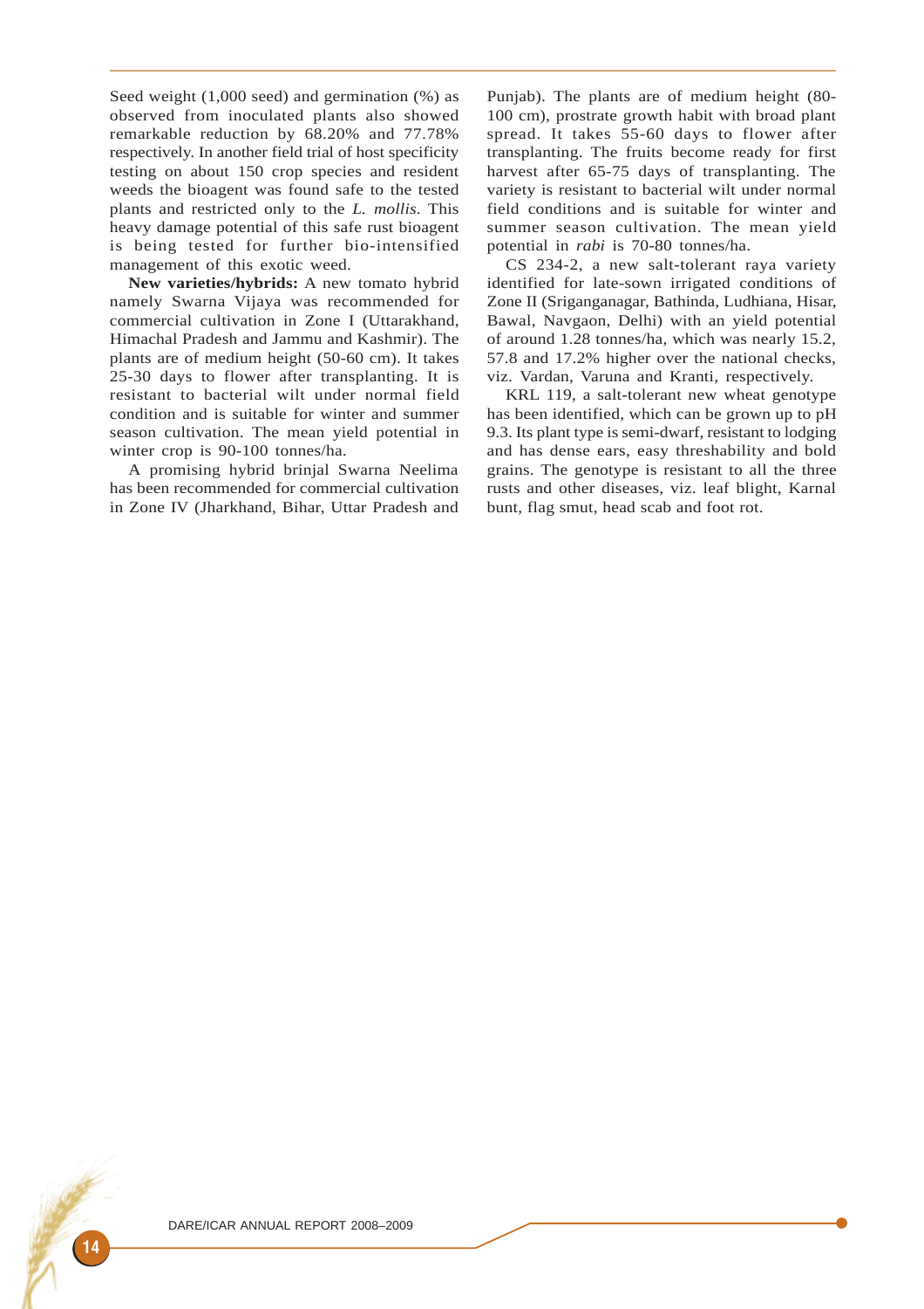Seed weight (1,000 seed) and germination (%) as observed from inoculated plants also showed remarkable reduction by 68.20% and 77.78% respectively. In another field trial of host specificity testing on about 150 crop species and resident weeds the bioagent was found safe to the tested plants and restricted only to the *L. mollis*. This heavy damage potential of this safe rust bioagent is being tested for further bio-intensified management of this exotic weed.

**New varieties/hybrids:** A new tomato hybrid namely Swarna Vijaya was recommended for commercial cultivation in Zone I (Uttarakhand, Himachal Pradesh and Jammu and Kashmir). The plants are of medium height (50-60 cm). It takes 25-30 days to flower after transplanting. It is resistant to bacterial wilt under normal field condition and is suitable for winter and summer season cultivation. The mean yield potential in winter crop is 90-100 tonnes/ha.

A promising hybrid brinjal Swarna Neelima has been recommended for commercial cultivation in Zone IV (Jharkhand, Bihar, Uttar Pradesh and Punjab). The plants are of medium height (80-100 cm), prostrate growth habit with broad plant spread. It takes 55-60 days to flower after transplanting. The fruits become ready for first harvest after 65-75 days of transplanting. The variety is resistant to bacterial wilt under normal field conditions and is suitable for winter and summer season cultivation. The mean yield potential in *rabi* is 70-80 tonnes/ha.

CS 234-2, a new salt-tolerant raya variety identified for late-sown irrigated conditions of Zone II (Sriganganagar, Bathinda, Ludhiana, Hisar, Bawal, Navgaon, Delhi) with an yield potential of around 1.28 tonnes/ha, which was nearly 15.2, 57.8 and 17.2% higher over the national checks, viz. Vardan, Varuna and Kranti, respectively.

KRL 119, a salt-tolerant new wheat genotype has been identified, which can be grown up to pH 9.3. Its plant type is semi-dwarf, resistant to lodging and has dense ears, easy threshability and bold grains. The genotype is resistant to all the three rusts and other diseases, viz. leaf blight, Karnal bunt, flag smut, head scab and foot rot.